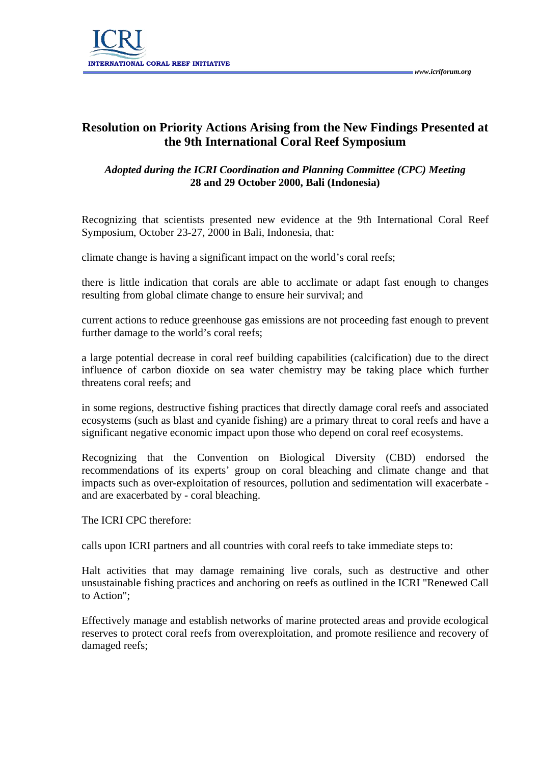# Resolution on Priority Actions Arising from the New Findings Presented at the 9th International Coral Reef Symposium

*Adopted during the ICRI Coordination and Planning Committee (CPC) Meeting*
**28 and 29 October 2000, Bali (Indonesia)**

Recognizing that scientists presented new evidence at the 9th International Coral Reef Symposium, October 23-27, 2000 in Bali, Indonesia, that:

climate change is having a significant impact on the world's coral reefs;

there is little indication that corals are able to acclimate or adapt fast enough to changes resulting from global climate change to ensure heir survival; and

current actions to reduce greenhouse gas emissions are not proceeding fast enough to prevent further damage to the world's coral reefs;

a large potential decrease in coral reef building capabilities (calcification) due to the direct influence of carbon dioxide on sea water chemistry may be taking place which further threatens coral reefs; and

in some regions, destructive fishing practices that directly damage coral reefs and associated ecosystems (such as blast and cyanide fishing) are a primary threat to coral reefs and have a significant negative economic impact upon those who depend on coral reef ecosystems.

Recognizing that the Convention on Biological Diversity (CBD) endorsed the recommendations of its experts' group on coral bleaching and climate change and that impacts such as over-exploitation of resources, pollution and sedimentation will exacerbate - and are exacerbated by - coral bleaching.

The ICRI CPC therefore:

calls upon ICRI partners and all countries with coral reefs to take immediate steps to:

Halt activities that may damage remaining live corals, such as destructive and other unsustainable fishing practices and anchoring on reefs as outlined in the ICRI "Renewed Call to Action";

Effectively manage and establish networks of marine protected areas and provide ecological reserves to protect coral reefs from overexploitation, and promote resilience and recovery of damaged reefs;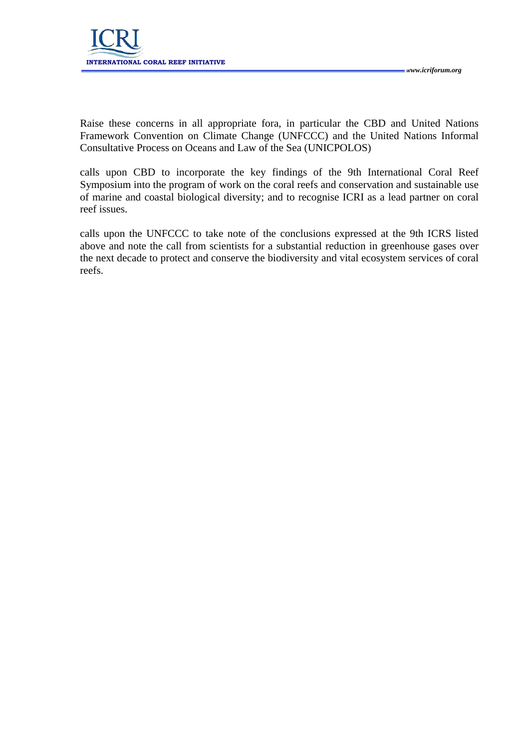Raise these concerns in all appropriate fora, in particular the CBD and United Nations Framework Convention on Climate Change (UNFCCC) and the United Nations Informal Consultative Process on Oceans and Law of the Sea (UNICPOLOS)

calls upon CBD to incorporate the key findings of the 9th International Coral Reef Symposium into the program of work on the coral reefs and conservation and sustainable use of marine and coastal biological diversity; and to recognise ICRI as a lead partner on coral reef issues.

calls upon the UNFCCC to take note of the conclusions expressed at the 9th ICRS listed above and note the call from scientists for a substantial reduction in greenhouse gases over the next decade to protect and conserve the biodiversity and vital ecosystem services of coral reefs.